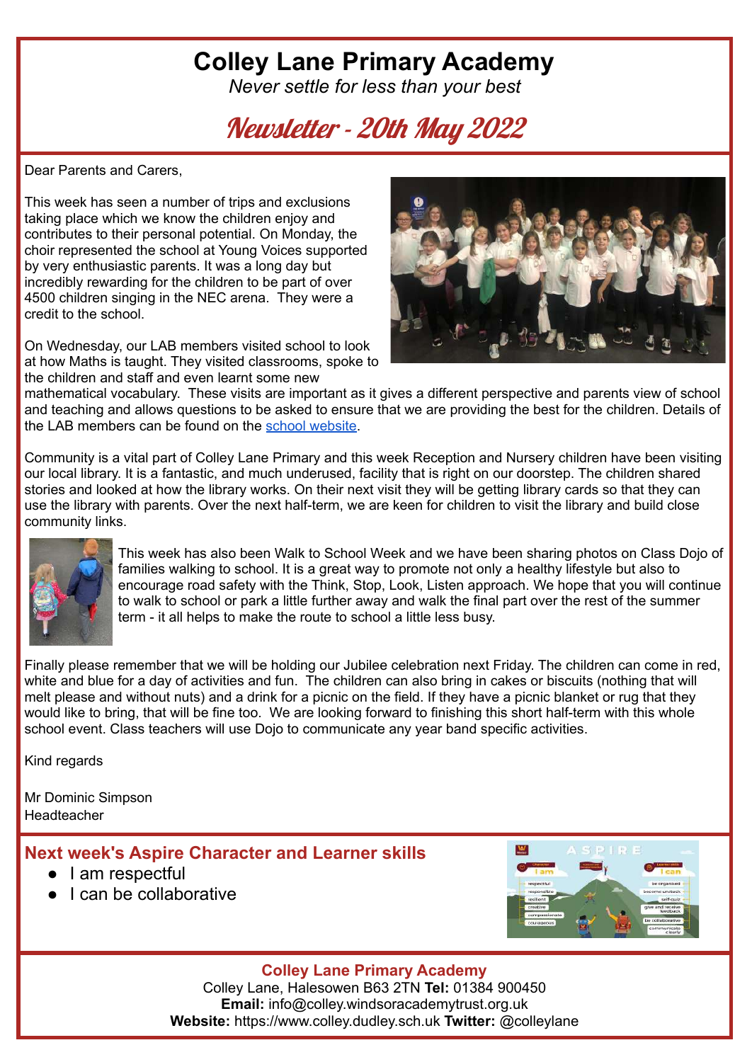# Colley Lane Primary Academy

*Never settle for less than your best*

## Newsletter - 20th May 2022

Dear Parents and Carers,

This week has seen a number of trips and exclusions taking place which we know the children enjoy and contributes to their personal potential. On Monday, the choir represented the school at Young Voices supported by very enthusiastic parents. It was a long day but incredibly rewarding for the children to be part of over 4500 children singing in the NEC arena. They were a credit to the school.

On Wednesday, our LAB members visited school to look at how Maths is taught. They visited classrooms, spoke to the children and staff and even learnt some new mathematical vocabulary. These visits are important as it gives a different perspective and parents view of school and teaching and allows questions to be asked to ensure that we are providing the best for the children. Details of the LAB members can be found on the school website.

Community is a vital part of Colley Lane Primary and this week Reception and Nursery children have been visiting our local library. It is a fantastic, and much underused, facility that is right on our doorstep. The children shared stories and looked at how the library works. On their next visit they will be getting library cards so that they can use the library with parents. Over the next half-term, we are keen for children to visit the library and build close community links.

This week has also been Walk to School Week and we have been sharing photos on Class Dojo of families walking to school. It is a great way to promote not only a healthy lifestyle but also to encourage road safety with the Think, Stop, Look, Listen approach. We hope that you will continue to walk to school or park a little further away and walk the final part over the rest of the summer term - it all helps to make the route to school a little less busy.

Finally please remember that we will be holding our Jubilee celebration next Friday. The children can come in red, white and blue for a day of activities and fun. The children can also bring in cakes or biscuits (nothing that will melt please and without nuts) and a drink for a picnic on the field. If they have a picnic blanket or rug that they would like to bring, that will be fine too. We are looking forward to finishing this short half-term with this whole school event. Class teachers will use Dojo to communicate any year band specific activities.

Kind regards

Mr Dominic Simpson
Headteacher

### Next week's Aspire Character and Learner skills

- I am respectful
- I can be collaborative

**Colley Lane Primary Academy**
Colley Lane, Halesowen B63 2TN **Tel:** 01384 900450
**Email:** info@colley.windsoracademytrust.org.uk
**Website:** https://www.colley.dudley.sch.uk **Twitter:** @colleylane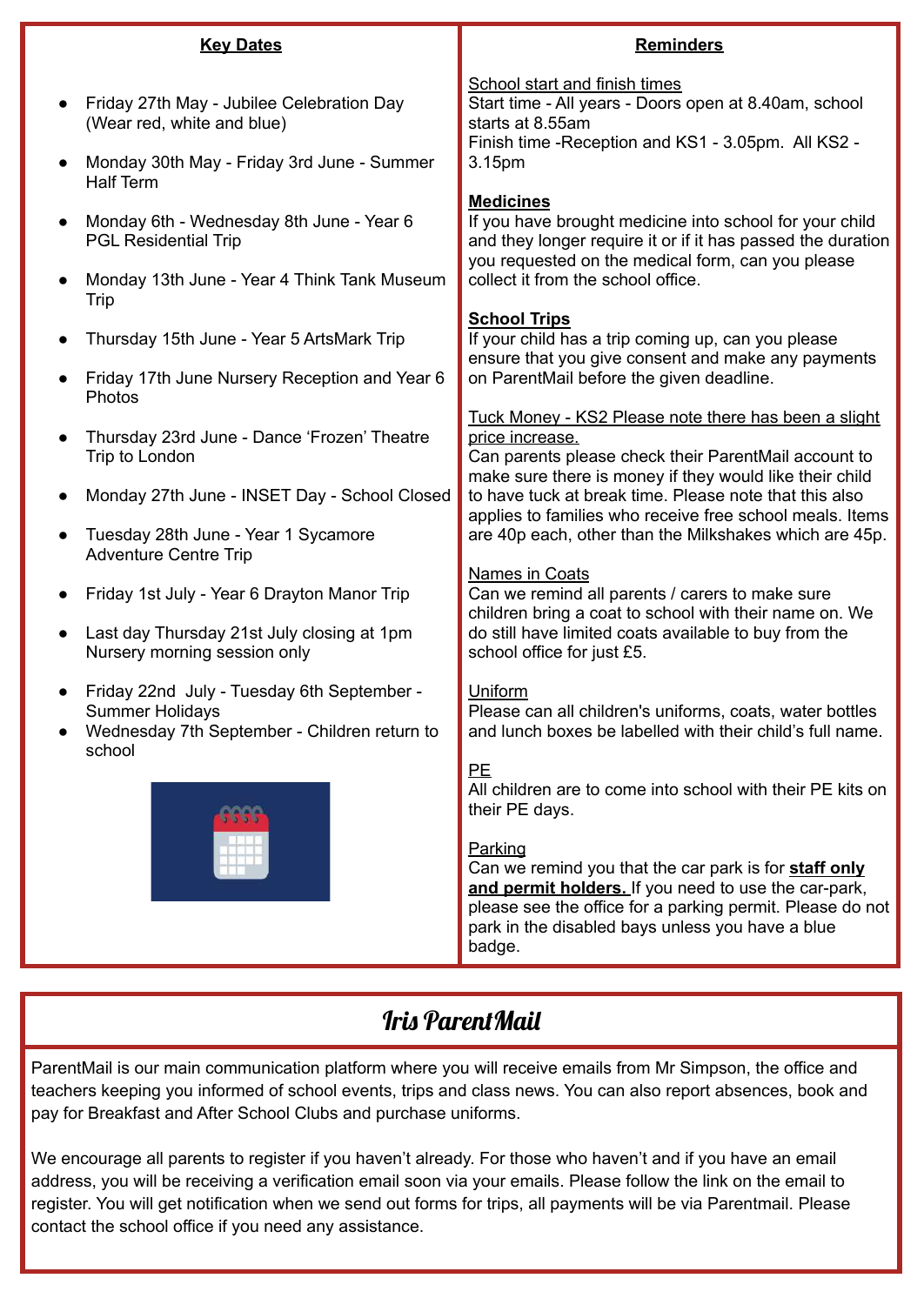## Key Dates

- Friday 27th May - Jubilee Celebration Day (Wear red, white and blue)
- Monday 30th May - Friday 3rd June - Summer Half Term
- Monday 6th - Wednesday 8th June - Year 6 PGL Residential Trip
- Monday 13th June - Year 4 Think Tank Museum Trip
- Thursday 15th June - Year 5 ArtsMark Trip
- Friday 17th June Nursery Reception and Year 6 Photos
- Thursday 23rd June - Dance 'Frozen' Theatre Trip to London
- Monday 27th June - INSET Day - School Closed
- Tuesday 28th June - Year 1 Sycamore Adventure Centre Trip
- Friday 1st July - Year 6 Drayton Manor Trip
- Last day Thursday 21st July closing at 1pm Nursery morning session only
- Friday 22nd July - Tuesday 6th September - Summer Holidays
- Wednesday 7th September - Children return to school

## Reminders

School start and finish times
Start time - All years - Doors open at 8.40am, school starts at 8.55am
Finish time -Reception and KS1 - 3.05pm. All KS2 - 3.15pm

**Medicines**
If you have brought medicine into school for your child and they longer require it or if it has passed the duration you requested on the medical form, can you please collect it from the school office.

**School Trips**
If your child has a trip coming up, can you please ensure that you give consent and make any payments on ParentMail before the given deadline.

Tuck Money - KS2 Please note there has been a slight price increase.
Can parents please check their ParentMail account to make sure there is money if they would like their child to have tuck at break time. Please note that this also applies to families who receive free school meals. Items are 40p each, other than the Milkshakes which are 45p.

Names in Coats
Can we remind all parents / carers to make sure children bring a coat to school with their name on. We do still have limited coats available to buy from the school office for just £5.

Uniform
Please can all children's uniforms, coats, water bottles and lunch boxes be labelled with their child's full name.

PE
All children are to come into school with their PE kits on their PE days.

Parking
Can we remind you that the car park is for **staff only and permit holders.** If you need to use the car-park, please see the office for a parking permit. Please do not park in the disabled bays unless you have a blue badge.

## Iris ParentMail

ParentMail is our main communication platform where you will receive emails from Mr Simpson, the office and teachers keeping you informed of school events, trips and class news. You can also report absences, book and pay for Breakfast and After School Clubs and purchase uniforms.

We encourage all parents to register if you haven't already. For those who haven't and if you have an email address, you will be receiving a verification email soon via your emails. Please follow the link on the email to register. You will get notification when we send out forms for trips, all payments will be via Parentmail. Please contact the school office if you need any assistance.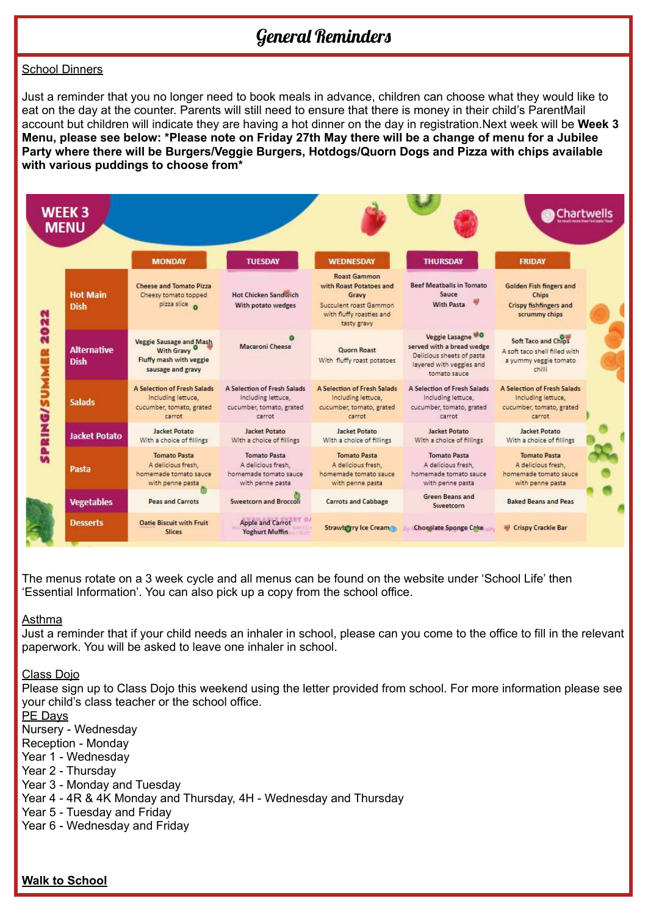# General Reminders

School Dinners

Just a reminder that you no longer need to book meals in advance, children can choose what they would like to eat on the day at the counter. Parents will still need to ensure that there is money in their child's ParentMail account but children will indicate they are having a hot dinner on the day in registration.Next week will be **Week 3 Menu, please see below: *Please note on Friday 27th May there will be a change of menu for a Jubilee Party where there will be Burgers/Veggie Burgers, Hotdogs/Quorn Dogs and Pizza with chips available with various puddings to choose from***

**WEEK 3 MENU** — Chartwells — SPRING/SUMMER 2022

| | MONDAY | TUESDAY | WEDNESDAY | THURSDAY | FRIDAY |
|---|---|---|---|---|---|
| Hot Main Dish | Cheese and Tomato Pizza Cheesy tomato topped pizza slice | Hot Chicken Sandwich With potato wedges | Roast Gammon with Roast Potatoes and Gravy Succulent roast Gammon with fluffy roasties and tasty gravy | Beef Meatballs in Tomato Sauce With Pasta | Golden Fish fingers and Chips Crispy fishfingers and scrummy chips |
| Alternative Dish | Veggie Sausage and Mash With Gravy Fluffy mash with veggie sausage and gravy | Macaroni Cheese | Quorn Roast With fluffy roast potatoes | Veggie Lasagne served with a bread wedge Delicious sheets of pasta layered with veggies and tomato sauce | Soft Taco and Chips A soft taco shell filled with a yummy veggie tomato chilli |
| Salads | A Selection of Fresh Salads Including lettuce, cucumber, tomato, grated carrot | A Selection of Fresh Salads Including lettuce, cucumber, tomato, grated carrot | A Selection of Fresh Salads Including lettuce, cucumber, tomato, grated carrot | A Selection of Fresh Salads Including lettuce, cucumber, tomato, grated carrot | A Selection of Fresh Salads Including lettuce, cucumber, tomato, grated carrot |
| Jacket Potato | Jacket Potato With a choice of fillings | Jacket Potato With a choice of fillings | Jacket Potato With a choice of fillings | Jacket Potato With a choice of fillings | Jacket Potato With a choice of fillings |
| Pasta | Tomato Pasta A delicious fresh, homemade tomato sauce with penne pasta | Tomato Pasta A delicious fresh, homemade tomato sauce with penne pasta | Tomato Pasta A delicious fresh, homemade tomato sauce with penne pasta | Tomato Pasta A delicious fresh, homemade tomato sauce with penne pasta | Tomato Pasta A delicious fresh, homemade tomato sauce with penne pasta |
| Vegetables | Peas and Carrots | Sweetcorn and Broccoli | Carrots and Cabbage | Green Beans and Sweetcorn | Baked Beans and Peas |
| Desserts | Oatie Biscuit with Fruit Slices | Apple and Carrot Yoghurt Muffin | Strawberry Ice Cream | Chocolate Sponge Cake | Crispy Crackle Bar |

The menus rotate on a 3 week cycle and all menus can be found on the website under 'School Life' then 'Essential Information'. You can also pick up a copy from the school office.

Asthma

Just a reminder that if your child needs an inhaler in school, please can you come to the office to fill in the relevant paperwork. You will be asked to leave one inhaler in school.

Class Dojo

Please sign up to Class Dojo this weekend using the letter provided from school. For more information please see your child's class teacher or the school office.

PE Days

Nursery - Wednesday
Reception - Monday
Year 1 - Wednesday
Year 2 - Thursday
Year 3 - Monday and Tuesday
Year 4 - 4R & 4K Monday and Thursday, 4H - Wednesday and Thursday
Year 5 - Tuesday and Friday
Year 6 - Wednesday and Friday

**Walk to School**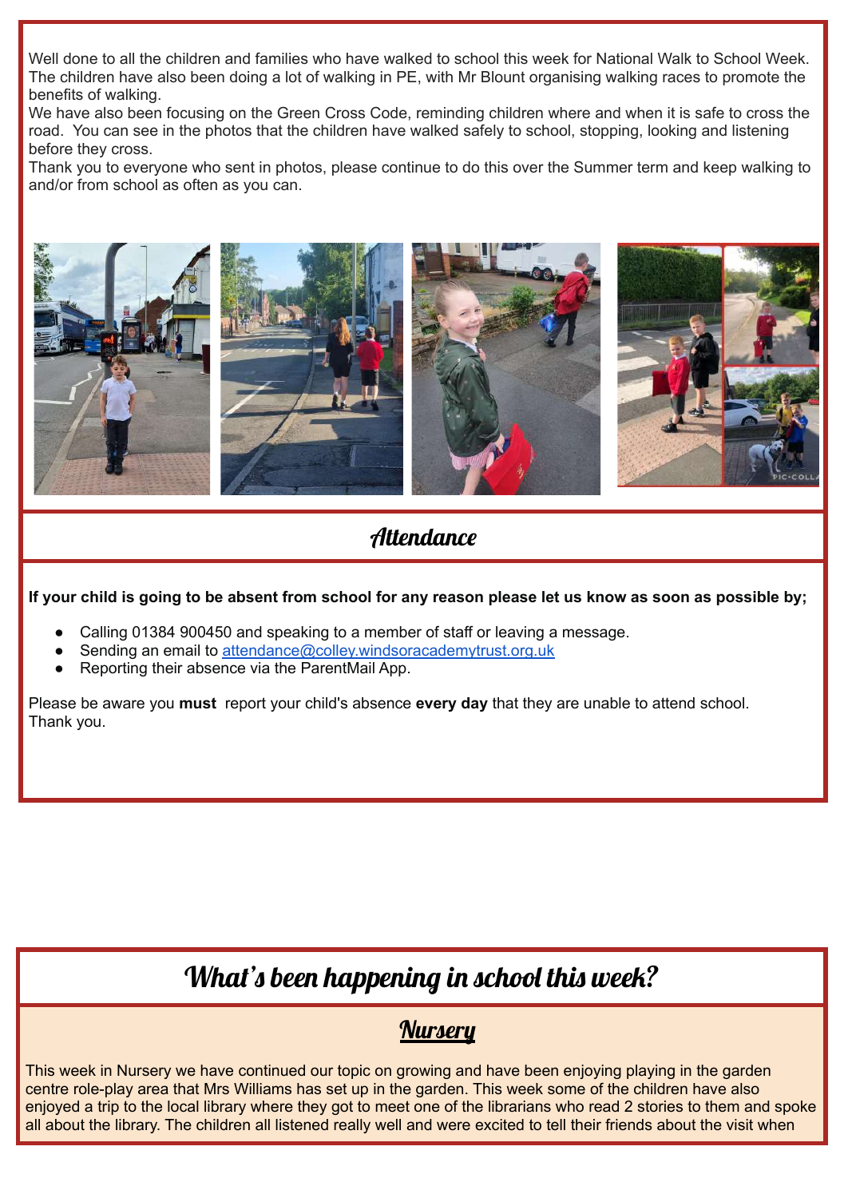Well done to all the children and families who have walked to school this week for National Walk to School Week. The children have also been doing a lot of walking in PE, with Mr Blount organising walking races to promote the benefits of walking.

We have also been focusing on the Green Cross Code, reminding children where and when it is safe to cross the road. You can see in the photos that the children have walked safely to school, stopping, looking and listening before they cross.

Thank you to everyone who sent in photos, please continue to do this over the Summer term and keep walking to and/or from school as often as you can.

## Attendance

**If your child is going to be absent from school for any reason please let us know as soon as possible by;**

- Calling 01384 900450 and speaking to a member of staff or leaving a message.
- Sending an email to attendance@colley.windsoracademytrust.org.uk
- Reporting their absence via the ParentMail App.

Please be aware you **must** report your child's absence **every day** that they are unable to attend school. Thank you.

# What's been happening in school this week?

## Nursery

This week in Nursery we have continued our topic on growing and have been enjoying playing in the garden centre role-play area that Mrs Williams has set up in the garden. This week some of the children have also enjoyed a trip to the local library where they got to meet one of the librarians who read 2 stories to them and spoke all about the library. The children all listened really well and were excited to tell their friends about the visit when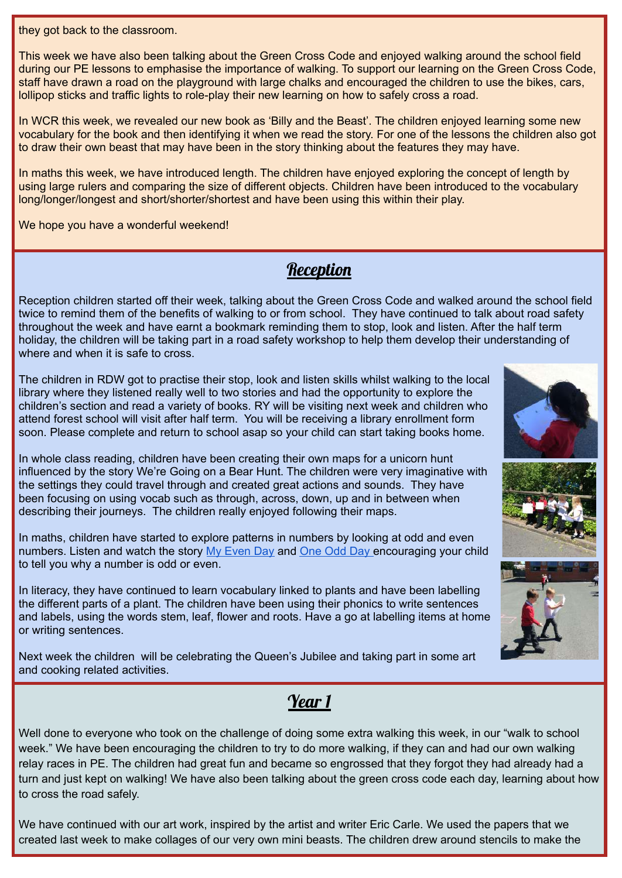they got back to the classroom.

This week we have also been talking about the Green Cross Code and enjoyed walking around the school field during our PE lessons to emphasise the importance of walking. To support our learning on the Green Cross Code, staff have drawn a road on the playground with large chalks and encouraged the children to use the bikes, cars, lollipop sticks and traffic lights to role-play their new learning on how to safely cross a road.

In WCR this week, we revealed our new book as 'Billy and the Beast'. The children enjoyed learning some new vocabulary for the book and then identifying it when we read the story. For one of the lessons the children also got to draw their own beast that may have been in the story thinking about the features they may have.

In maths this week, we have introduced length. The children have enjoyed exploring the concept of length by using large rulers and comparing the size of different objects. Children have been introduced to the vocabulary long/longer/longest and short/shorter/shortest and have been using this within their play.

We hope you have a wonderful weekend!

## Reception

Reception children started off their week, talking about the Green Cross Code and walked around the school field twice to remind them of the benefits of walking to or from school. They have continued to talk about road safety throughout the week and have earnt a bookmark reminding them to stop, look and listen. After the half term holiday, the children will be taking part in a road safety workshop to help them develop their understanding of where and when it is safe to cross.

The children in RDW got to practise their stop, look and listen skills whilst walking to the local library where they listened really well to two stories and had the opportunity to explore the children's section and read a variety of books. RY will be visiting next week and children who attend forest school will visit after half term. You will be receiving a library enrollment form soon. Please complete and return to school asap so your child can start taking books home.

In whole class reading, children have been creating their own maps for a unicorn hunt influenced by the story We're Going on a Bear Hunt. The children were very imaginative with the settings they could travel through and created great actions and sounds. They have been focusing on using vocab such as through, across, down, up and in between when describing their journeys. The children really enjoyed following their maps.

In maths, children have started to explore patterns in numbers by looking at odd and even numbers. Listen and watch the story My Even Day and One Odd Day encouraging your child to tell you why a number is odd or even.

In literacy, they have continued to learn vocabulary linked to plants and have been labelling the different parts of a plant. The children have been using their phonics to write sentences and labels, using the words stem, leaf, flower and roots. Have a go at labelling items at home or writing sentences.

Next week the children will be celebrating the Queen's Jubilee and taking part in some art and cooking related activities.

## Year 1

Well done to everyone who took on the challenge of doing some extra walking this week, in our "walk to school week." We have been encouraging the children to try to do more walking, if they can and had our own walking relay races in PE. The children had great fun and became so engrossed that they forgot they had already had a turn and just kept on walking! We have also been talking about the green cross code each day, learning about how to cross the road safely.

We have continued with our art work, inspired by the artist and writer Eric Carle. We used the papers that we created last week to make collages of our very own mini beasts. The children drew around stencils to make the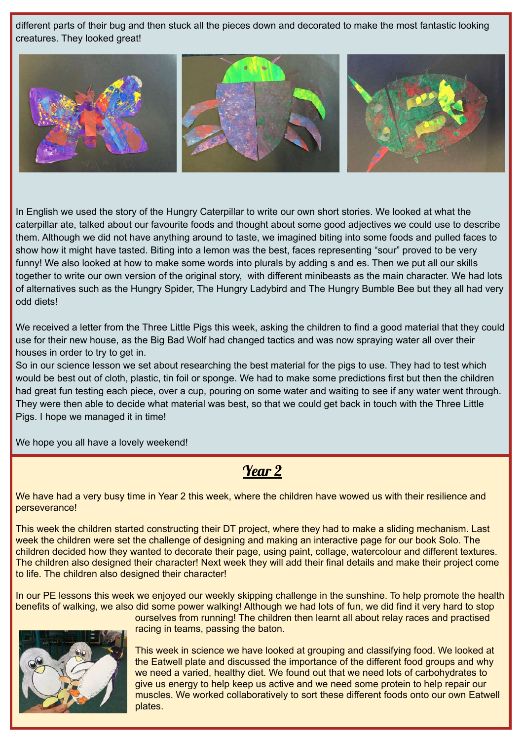different parts of their bug and then stuck all the pieces down and decorated to make the most fantastic looking creatures. They looked great!

In English we used the story of the Hungry Caterpillar to write our own short stories. We looked at what the caterpillar ate, talked about our favourite foods and thought about some good adjectives we could use to describe them. Although we did not have anything around to taste, we imagined biting into some foods and pulled faces to show how it might have tasted. Biting into a lemon was the best, faces representing "sour" proved to be very funny! We also looked at how to make some words into plurals by adding s and es. Then we put all our skills together to write our own version of the original story, with different minibeasts as the main character. We had lots of alternatives such as the Hungry Spider, The Hungry Ladybird and The Hungry Bumble Bee but they all had very odd diets!

We received a letter from the Three Little Pigs this week, asking the children to find a good material that they could use for their new house, as the Big Bad Wolf had changed tactics and was now spraying water all over their houses in order to try to get in.

So in our science lesson we set about researching the best material for the pigs to use. They had to test which would be best out of cloth, plastic, tin foil or sponge. We had to make some predictions first but then the children had great fun testing each piece, over a cup, pouring on some water and waiting to see if any water went through. They were then able to decide what material was best, so that we could get back in touch with the Three Little Pigs. I hope we managed it in time!

We hope you all have a lovely weekend!

## Year 2

We have had a very busy time in Year 2 this week, where the children have wowed us with their resilience and perseverance!

This week the children started constructing their DT project, where they had to make a sliding mechanism. Last week the children were set the challenge of designing and making an interactive page for our book Solo. The children decided how they wanted to decorate their page, using paint, collage, watercolour and different textures. The children also designed their character! Next week they will add their final details and make their project come to life. The children also designed their character!

In our PE lessons this week we enjoyed our weekly skipping challenge in the sunshine. To help promote the health benefits of walking, we also did some power walking! Although we had lots of fun, we did find it very hard to stop ourselves from running! The children then learnt all about relay races and practised racing in teams, passing the baton.

This week in science we have looked at grouping and classifying food. We looked at the Eatwell plate and discussed the importance of the different food groups and why we need a varied, healthy diet. We found out that we need lots of carbohydrates to give us energy to help keep us active and we need some protein to help repair our muscles. We worked collaboratively to sort these different foods onto our own Eatwell plates.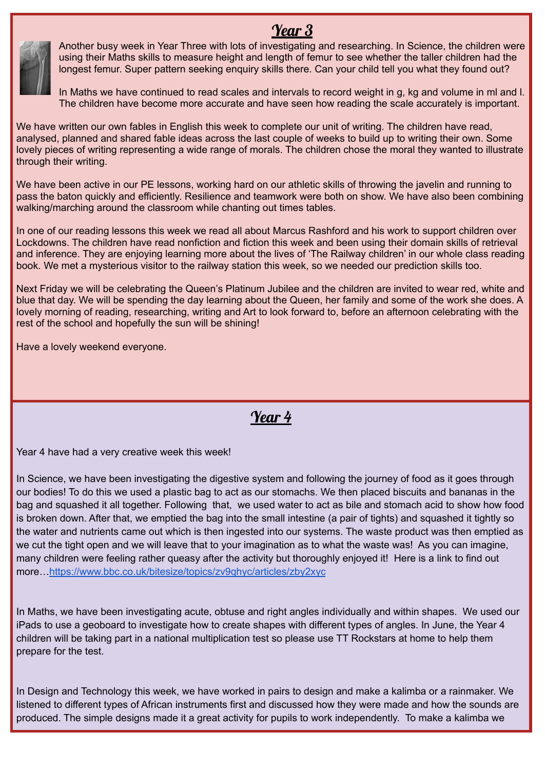## Year 3

Another busy week in Year Three with lots of investigating and researching. In Science, the children were using their Maths skills to measure height and length of femur to see whether the taller children had the longest femur. Super pattern seeking enquiry skills there. Can your child tell you what they found out?

In Maths we have continued to read scales and intervals to record weight in g, kg and volume in ml and l. The children have become more accurate and have seen how reading the scale accurately is important.

We have written our own fables in English this week to complete our unit of writing. The children have read, analysed, planned and shared fable ideas across the last couple of weeks to build up to writing their own. Some lovely pieces of writing representing a wide range of morals. The children chose the moral they wanted to illustrate through their writing.

We have been active in our PE lessons, working hard on our athletic skills of throwing the javelin and running to pass the baton quickly and efficiently. Resilience and teamwork were both on show. We have also been combining walking/marching around the classroom while chanting out times tables.

In one of our reading lessons this week we read all about Marcus Rashford and his work to support children over Lockdowns. The children have read nonfiction and fiction this week and been using their domain skills of retrieval and inference. They are enjoying learning more about the lives of 'The Railway children' in our whole class reading book. We met a mysterious visitor to the railway station this week, so we needed our prediction skills too.

Next Friday we will be celebrating the Queen's Platinum Jubilee and the children are invited to wear red, white and blue that day. We will be spending the day learning about the Queen, her family and some of the work she does. A lovely morning of reading, researching, writing and Art to look forward to, before an afternoon celebrating with the rest of the school and hopefully the sun will be shining!

Have a lovely weekend everyone.

## Year 4

Year 4 have had a very creative week this week!

In Science, we have been investigating the digestive system and following the journey of food as it goes through our bodies! To do this we used a plastic bag to act as our stomachs. We then placed biscuits and bananas in the bag and squashed it all together. Following that, we used water to act as bile and stomach acid to show how food is broken down. After that, we emptied the bag into the small intestine (a pair of tights) and squashed it tightly so the water and nutrients came out which is then ingested into our systems. The waste product was then emptied as we cut the tight open and we will leave that to your imagination as to what the waste was! As you can imagine, many children were feeling rather queasy after the activity but thoroughly enjoyed it! Here is a link to find out more…https://www.bbc.co.uk/bitesize/topics/zv9qhyc/articles/zby2xyc

In Maths, we have been investigating acute, obtuse and right angles individually and within shapes. We used our iPads to use a geoboard to investigate how to create shapes with different types of angles. In June, the Year 4 children will be taking part in a national multiplication test so please use TT Rockstars at home to help them prepare for the test.

In Design and Technology this week, we have worked in pairs to design and make a kalimba or a rainmaker. We listened to different types of African instruments first and discussed how they were made and how the sounds are produced. The simple designs made it a great activity for pupils to work independently. To make a kalimba we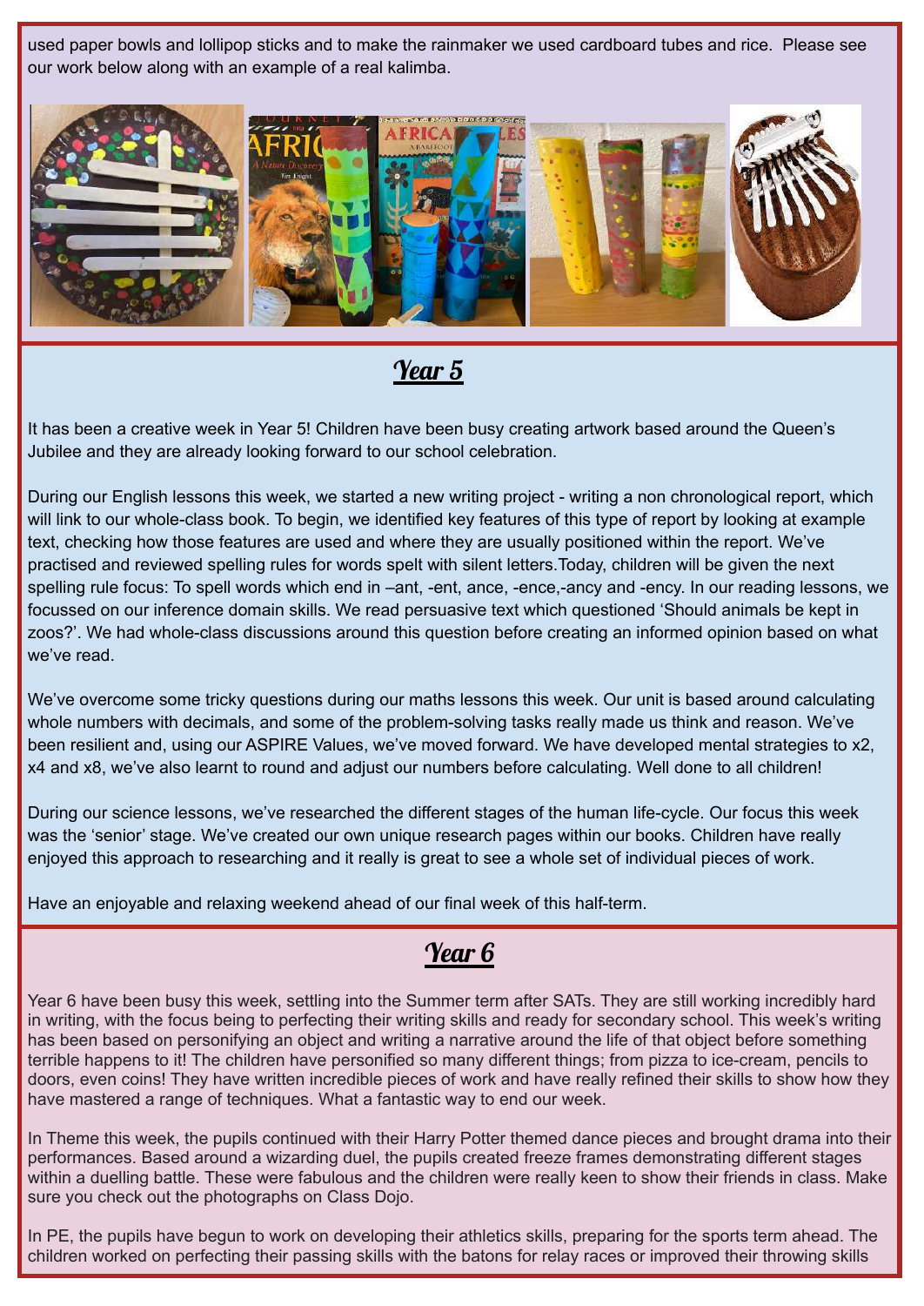used paper bowls and lollipop sticks and to make the rainmaker we used cardboard tubes and rice. Please see our work below along with an example of a real kalimba.

## Year 5

It has been a creative week in Year 5! Children have been busy creating artwork based around the Queen's Jubilee and they are already looking forward to our school celebration.

During our English lessons this week, we started a new writing project - writing a non chronological report, which will link to our whole-class book. To begin, we identified key features of this type of report by looking at example text, checking how those features are used and where they are usually positioned within the report. We've practised and reviewed spelling rules for words spelt with silent letters.Today, children will be given the next spelling rule focus: To spell words which end in –ant, -ent, ance, -ence,-ancy and -ency. In our reading lessons, we focussed on our inference domain skills. We read persuasive text which questioned 'Should animals be kept in zoos?'. We had whole-class discussions around this question before creating an informed opinion based on what we've read.

We've overcome some tricky questions during our maths lessons this week. Our unit is based around calculating whole numbers with decimals, and some of the problem-solving tasks really made us think and reason. We've been resilient and, using our ASPIRE Values, we've moved forward. We have developed mental strategies to x2, x4 and x8, we've also learnt to round and adjust our numbers before calculating. Well done to all children!

During our science lessons, we've researched the different stages of the human life-cycle. Our focus this week was the 'senior' stage. We've created our own unique research pages within our books. Children have really enjoyed this approach to researching and it really is great to see a whole set of individual pieces of work.

Have an enjoyable and relaxing weekend ahead of our final week of this half-term.

## Year 6

Year 6 have been busy this week, settling into the Summer term after SATs. They are still working incredibly hard in writing, with the focus being to perfecting their writing skills and ready for secondary school. This week's writing has been based on personifying an object and writing a narrative around the life of that object before something terrible happens to it! The children have personified so many different things; from pizza to ice-cream, pencils to doors, even coins! They have written incredible pieces of work and have really refined their skills to show how they have mastered a range of techniques. What a fantastic way to end our week.

In Theme this week, the pupils continued with their Harry Potter themed dance pieces and brought drama into their performances. Based around a wizarding duel, the pupils created freeze frames demonstrating different stages within a duelling battle. These were fabulous and the children were really keen to show their friends in class. Make sure you check out the photographs on Class Dojo.

In PE, the pupils have begun to work on developing their athletics skills, preparing for the sports term ahead. The children worked on perfecting their passing skills with the batons for relay races or improved their throwing skills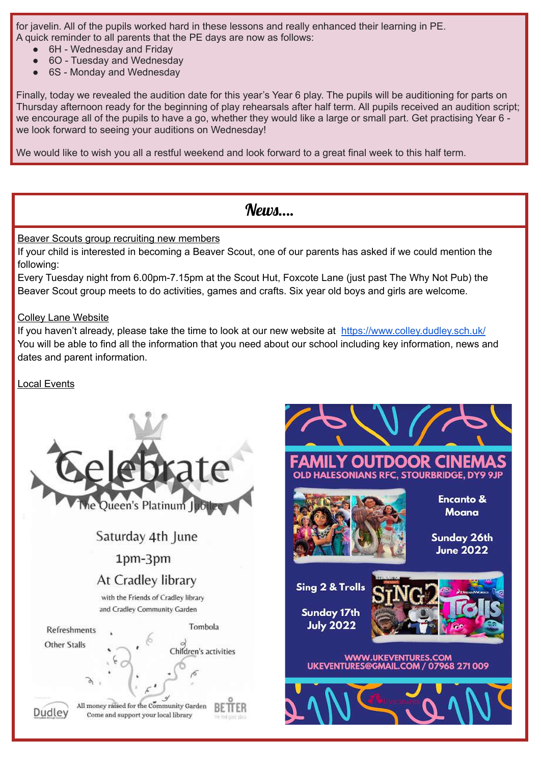for javelin. All of the pupils worked hard in these lessons and really enhanced their learning in PE.
A quick reminder to all parents that the PE days are now as follows:

- 6H - Wednesday and Friday
- 6O - Tuesday and Wednesday
- 6S - Monday and Wednesday

Finally, today we revealed the audition date for this year's Year 6 play. The pupils will be auditioning for parts on Thursday afternoon ready for the beginning of play rehearsals after half term. All pupils received an audition script; we encourage all of the pupils to have a go, whether they would like a large or small part. Get practising Year 6 - we look forward to seeing your auditions on Wednesday!

We would like to wish you all a restful weekend and look forward to a great final week to this half term.

## News....

Beaver Scouts group recruiting new members

If your child is interested in becoming a Beaver Scout, one of our parents has asked if we could mention the following:
Every Tuesday night from 6.00pm-7.15pm at the Scout Hut, Foxcote Lane (just past The Why Not Pub) the Beaver Scout group meets to do activities, games and crafts. Six year old boys and girls are welcome.

Colley Lane Website

If you haven't already, please take the time to look at our new website at https://www.colley.dudley.sch.uk/
You will be able to find all the information that you need about our school including key information, news and dates and parent information.

Local Events

**Celebrate**
The Queen's Platinum Jubilee

Saturday 4th June
1pm-3pm
At Cradley library
with the Friends of Cradley library and Cradley Community Garden

Refreshments
Other Stalls
Tombola
Children's activities

All money raised for the Community Garden
Come and support your local library

**FAMILY OUTDOOR CINEMAS**
OLD HALESONIANS RFC, STOURBRIDGE, DY9 9JP

Encanto & Moana
Sunday 26th June 2022

Sing 2 & Trolls
Sunday 17th July 2022

WWW.UKEVENTURES.COM
UKEVENTURES@GMAIL.COM / 07968 271 009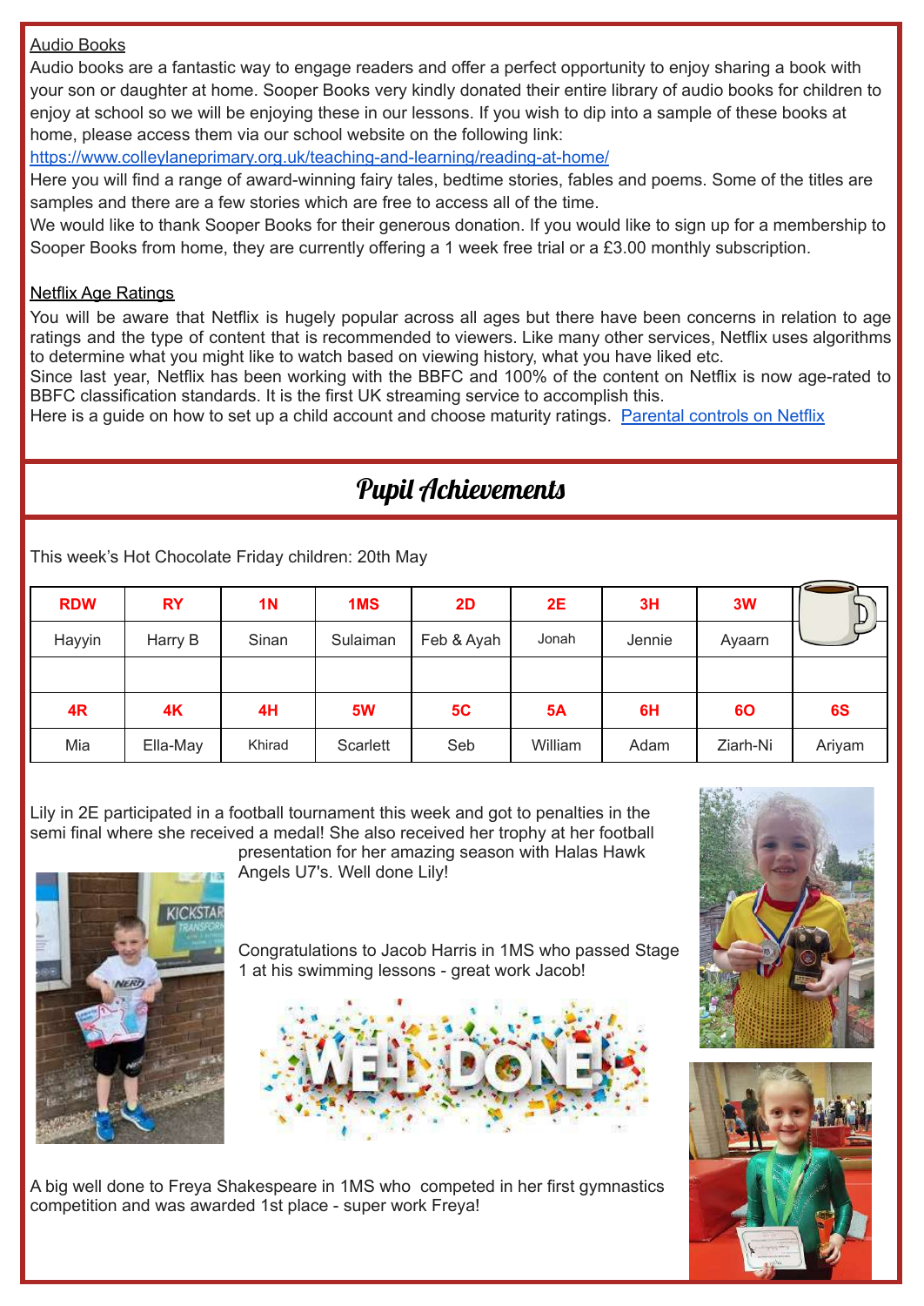Audio Books

Audio books are a fantastic way to engage readers and offer a perfect opportunity to enjoy sharing a book with your son or daughter at home. Sooper Books very kindly donated their entire library of audio books for children to enjoy at school so we will be enjoying these in our lessons. If you wish to dip into a sample of these books at home, please access them via our school website on the following link:
https://www.colleylaneprimary.org.uk/teaching-and-learning/reading-at-home/

Here you will find a range of award-winning fairy tales, bedtime stories, fables and poems. Some of the titles are samples and there are a few stories which are free to access all of the time.

We would like to thank Sooper Books for their generous donation. If you would like to sign up for a membership to Sooper Books from home, they are currently offering a 1 week free trial or a £3.00 monthly subscription.

Netflix Age Ratings

You will be aware that Netflix is hugely popular across all ages but there have been concerns in relation to age ratings and the type of content that is recommended to viewers. Like many other services, Netflix uses algorithms to determine what you might like to watch based on viewing history, what you have liked etc.

Since last year, Netflix has been working with the BBFC and 100% of the content on Netflix is now age-rated to BBFC classification standards. It is the first UK streaming service to accomplish this.

Here is a guide on how to set up a child account and choose maturity ratings. Parental controls on Netflix

## Pupil Achievements

This week's Hot Chocolate Friday children: 20th May

| RDW | RY | 1N | 1MS | 2D | 2E | 3H | 3W | |
|---|---|---|---|---|---|---|---|---|
| Hayyin | Harry B | Sinan | Sulaiman | Feb & Ayah | Jonah | Jennie | Ayaarn | |
| | | | | | | | | |
| **4R** | **4K** | **4H** | **5W** | **5C** | **5A** | **6H** | **6O** | **6S** |
| Mia | Ella-May | Khirad | Scarlett | Seb | William | Adam | Ziarh-Ni | Ariyam |

Lily in 2E participated in a football tournament this week and got to penalties in the semi final where she received a medal! She also received her trophy at her football presentation for her amazing season with Halas Hawk Angels U7's. Well done Lily!

Congratulations to Jacob Harris in 1MS who passed Stage 1 at his swimming lessons - great work Jacob!

A big well done to Freya Shakespeare in 1MS who competed in her first gymnastics competition and was awarded 1st place - super work Freya!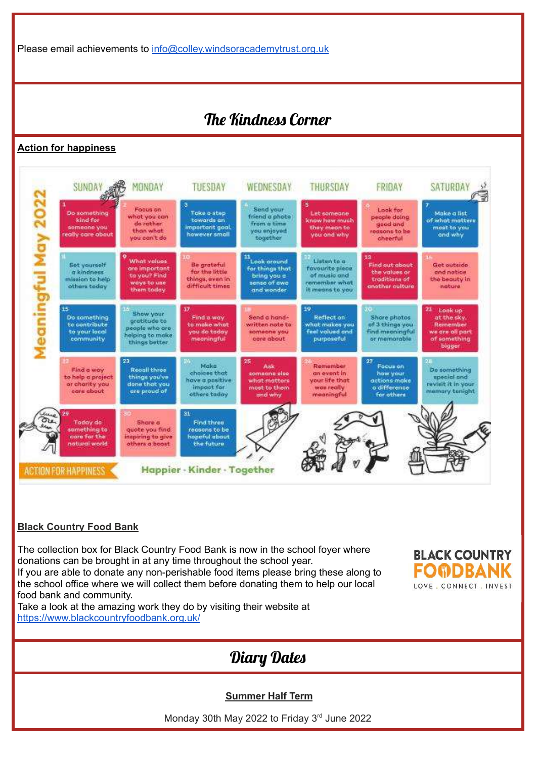Please email achievements to info@colley.windsoracademytrust.org.uk

## *The Kindness Corner*

**Action for happiness**

**Meaningful May 2022**

| SUNDAY | MONDAY | TUESDAY | WEDNESDAY | THURSDAY | FRIDAY | SATURDAY |
|---|---|---|---|---|---|---|
| 1 Do something kind for someone you really care about | 2 Focus on what you can do rather than what you can't do | 3 Take a step towards an important goal, however small | 4 Send your friend a photo from a time you enjoyed together | 5 Let someone know how much they mean to you and why | 6 Look for people doing good and reasons to be cheerful | 7 Make a list of what matters most to you and why |
| 8 Set yourself a kindness mission to help others today | 9 What values are important to you? Find ways to use them today | 10 Be grateful for the little things, even in difficult times | 11 Look around for things that bring you a sense of awe and wonder | 12 Listen to a favourite piece of music and remember what it means to you | 13 Find out about the values or traditions of another culture | 14 Get outside and notice the beauty in nature |
| 15 Do something to contribute to your local community | 16 Show your gratitude to people who are helping to make things better | 17 Find a way to make what you do today meaningful | 18 Send a hand-written note to someone you care about | 19 Reflect on what makes you feel valued and purposeful | 20 Share photos of 3 things you find meaningful or memorable | 21 Look up at the sky. Remember we are all part of something bigger |
| 22 Find a way to help a project or charity you care about | 23 Recall three things you've done that you are proud of | 24 Make choices that have a positive impact for others today | 25 Ask someone else what matters most to them and why | 26 Remember an event in your life that was really meaningful | 27 Focus on how your actions make a difference for others | 28 Do something special and revisit it in your memory tonight |
| 29 Today do something to care for the natural world | 30 Share a quote you find inspiring to give others a boost | 31 Find three reasons to be hopeful about the future | | | | |

ACTION FOR HAPPINESS — Happier · Kinder · Together

**Black Country Food Bank**

The collection box for Black Country Food Bank is now in the school foyer where donations can be brought in at any time throughout the school year.
If you are able to donate any non-perishable food items please bring these along to the school office where we will collect them before donating them to help our local food bank and community.
Take a look at the amazing work they do by visiting their website at https://www.blackcountryfoodbank.org.uk/

BLACK COUNTRY FOODBANK
LOVE . CONNECT . INVEST

## *Diary Dates*

**Summer Half Term**

Monday 30th May 2022 to Friday 3rd June 2022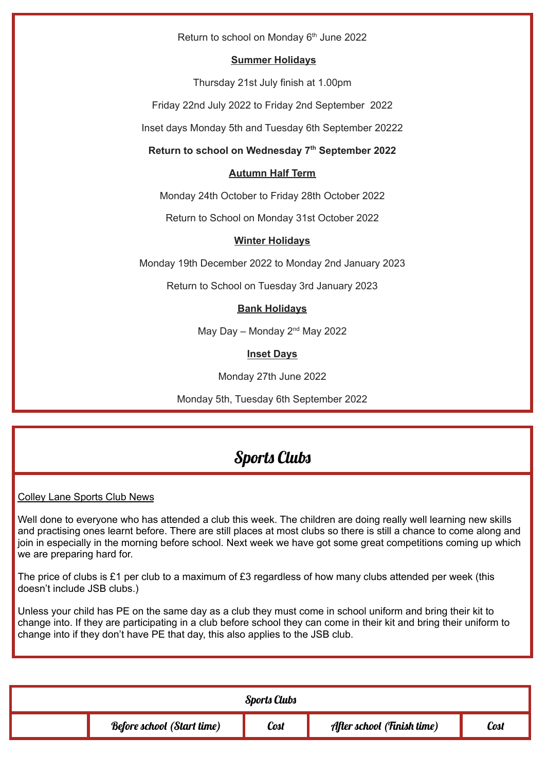Return to school on Monday 6th June 2022

**Summer Holidays**

Thursday 21st July finish at 1.00pm

Friday 22nd July 2022 to Friday 2nd September 2022

Inset days Monday 5th and Tuesday 6th September 20222

**Return to school on Wednesday 7th September 2022**

**Autumn Half Term**

Monday 24th October to Friday 28th October 2022

Return to School on Monday 31st October 2022

**Winter Holidays**

Monday 19th December 2022 to Monday 2nd January 2023

Return to School on Tuesday 3rd January 2023

**Bank Holidays**

May Day – Monday 2nd May 2022

**Inset Days**

Monday 27th June 2022

Monday 5th, Tuesday 6th September 2022

## Sports Clubs

Colley Lane Sports Club News

Well done to everyone who has attended a club this week. The children are doing really well learning new skills and practising ones learnt before. There are still places at most clubs so there is still a chance to come along and join in especially in the morning before school. Next week we have got some great competitions coming up which we are preparing hard for.

The price of clubs is £1 per club to a maximum of £3 regardless of how many clubs attended per week (this doesn't include JSB clubs.)

Unless your child has PE on the same day as a club they must come in school uniform and bring their kit to change into. If they are participating in a club before school they can come in their kit and bring their uniform to change into if they don't have PE that day, this also applies to the JSB club.

| Sports Clubs | | | | |
|---|---|---|---|---|
| | *Before school (Start time)* | *Cost* | *After school (Finish time)* | *Cost* |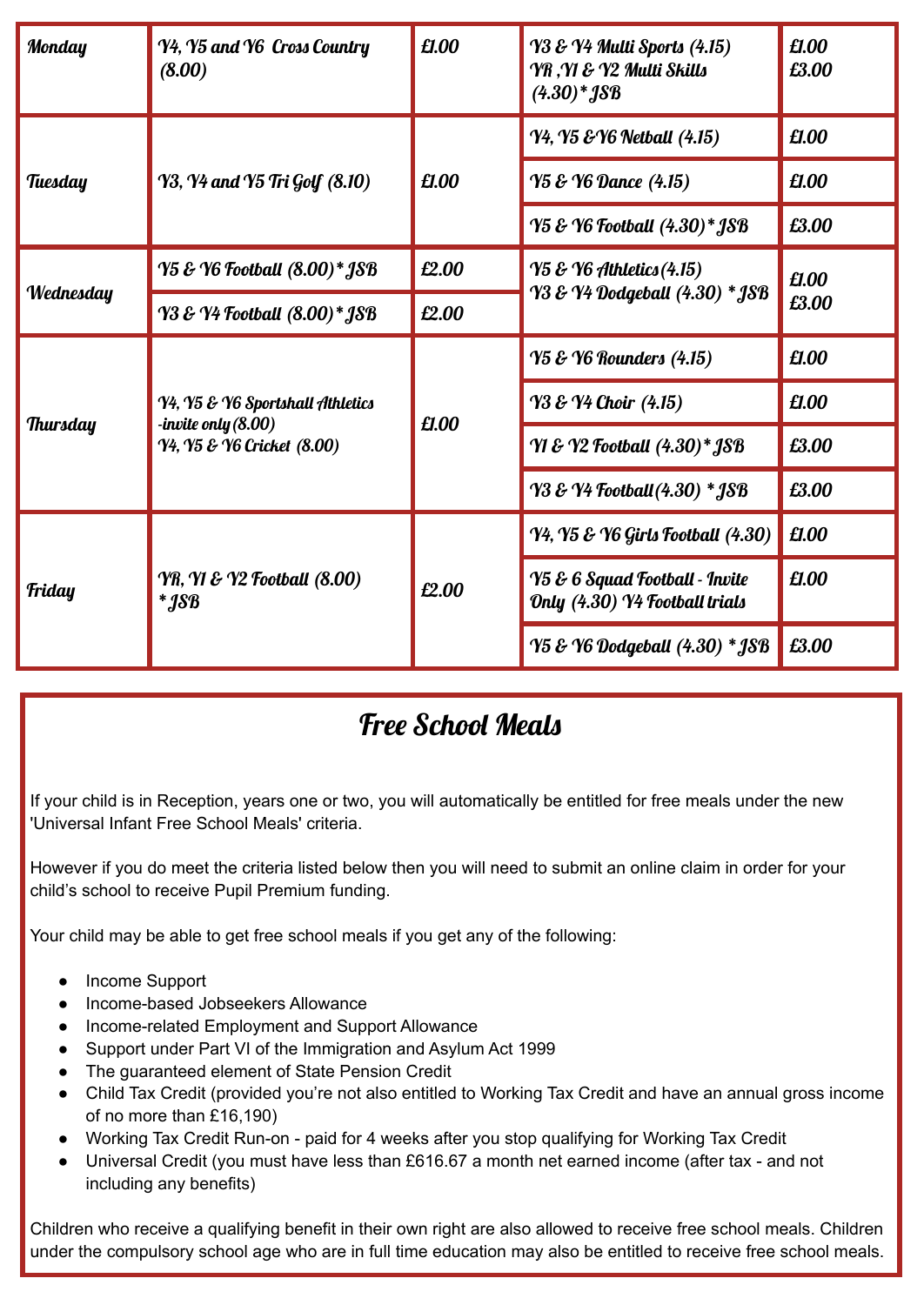| | | | | |
|---|---|---|---|---|
| **Monday** | Y4, Y5 and Y6 Cross Country (8.00) | £1.00 | Y3 & Y4 Multi Sports (4.15)<br>YR ,Y1 & Y2 Multi Skills (4.30)* JSB | £1.00<br>£3.00 |
| **Tuesday** | Y3, Y4 and Y5 Tri Golf (8.10) | £1.00 | Y4, Y5 &Y6 Netball (4.15) | £1.00 |
| | | | Y5 & Y6 Dance (4.15) | £1.00 |
| | | | Y5 & Y6 Football (4.30)* JSB | £3.00 |
| **Wednesday** | Y5 & Y6 Football (8.00)* JSB | £2.00 | Y5 & Y6 Athletics(4.15)<br>Y3 & Y4 Dodgeball (4.30) * JSB | £1.00<br>£3.00 |
| | Y3 & Y4 Football (8.00)* JSB | £2.00 | | |
| **Thursday** | Y4, Y5 & Y6 Sportshall Athletics -invite only(8.00)<br>Y4, Y5 & Y6 Cricket (8.00) | £1.00 | Y5 & Y6 Rounders (4.15) | £1.00 |
| | | | Y3 & Y4 Choir (4.15) | £1.00 |
| | | | Y1 & Y2 Football (4.30)* JSB | £3.00 |
| | | | Y3 & Y4 Football(4.30) * JSB | £3.00 |
| **Friday** | YR, Y1 & Y2 Football (8.00) * JSB | £2.00 | Y4, Y5 & Y6 Girls Football (4.30) | £1.00 |
| | | | Y5 & 6 Squad Football - Invite Only (4.30) Y4 Football trials | £1.00 |
| | | | Y5 & Y6 Dodgeball (4.30) * JSB | £3.00 |

# Free School Meals

If your child is in Reception, years one or two, you will automatically be entitled for free meals under the new 'Universal Infant Free School Meals' criteria.

However if you do meet the criteria listed below then you will need to submit an online claim in order for your child's school to receive Pupil Premium funding.

Your child may be able to get free school meals if you get any of the following:

- Income Support
- Income-based Jobseekers Allowance
- Income-related Employment and Support Allowance
- Support under Part VI of the Immigration and Asylum Act 1999
- The guaranteed element of State Pension Credit
- Child Tax Credit (provided you're not also entitled to Working Tax Credit and have an annual gross income of no more than £16,190)
- Working Tax Credit Run-on - paid for 4 weeks after you stop qualifying for Working Tax Credit
- Universal Credit (you must have less than £616.67 a month net earned income (after tax - and not including any benefits)

Children who receive a qualifying benefit in their own right are also allowed to receive free school meals. Children under the compulsory school age who are in full time education may also be entitled to receive free school meals.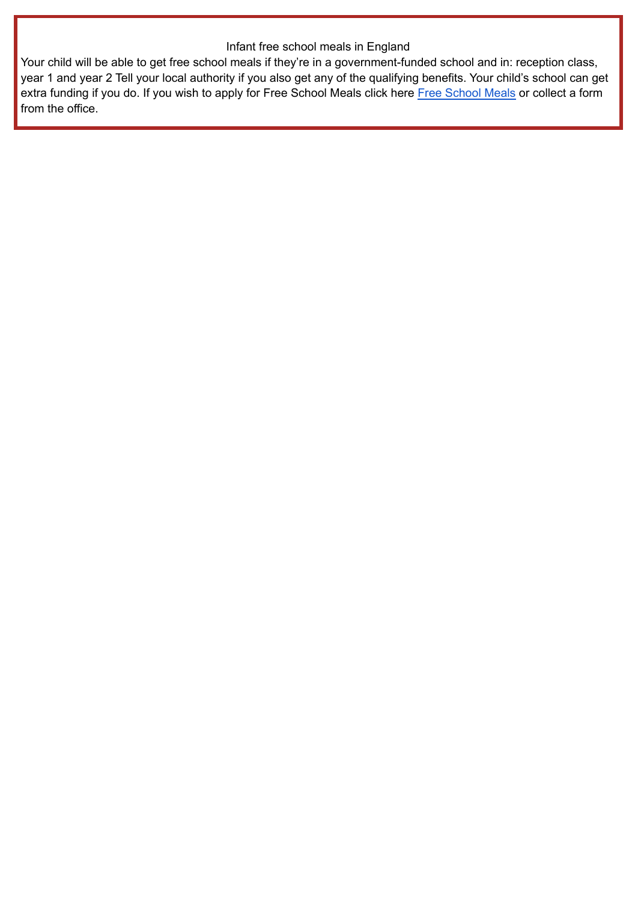Infant free school meals in England

Your child will be able to get free school meals if they're in a government-funded school and in: reception class, year 1 and year 2 Tell your local authority if you also get any of the qualifying benefits. Your child's school can get extra funding if you do. If you wish to apply for Free School Meals click here Free School Meals or collect a form from the office.